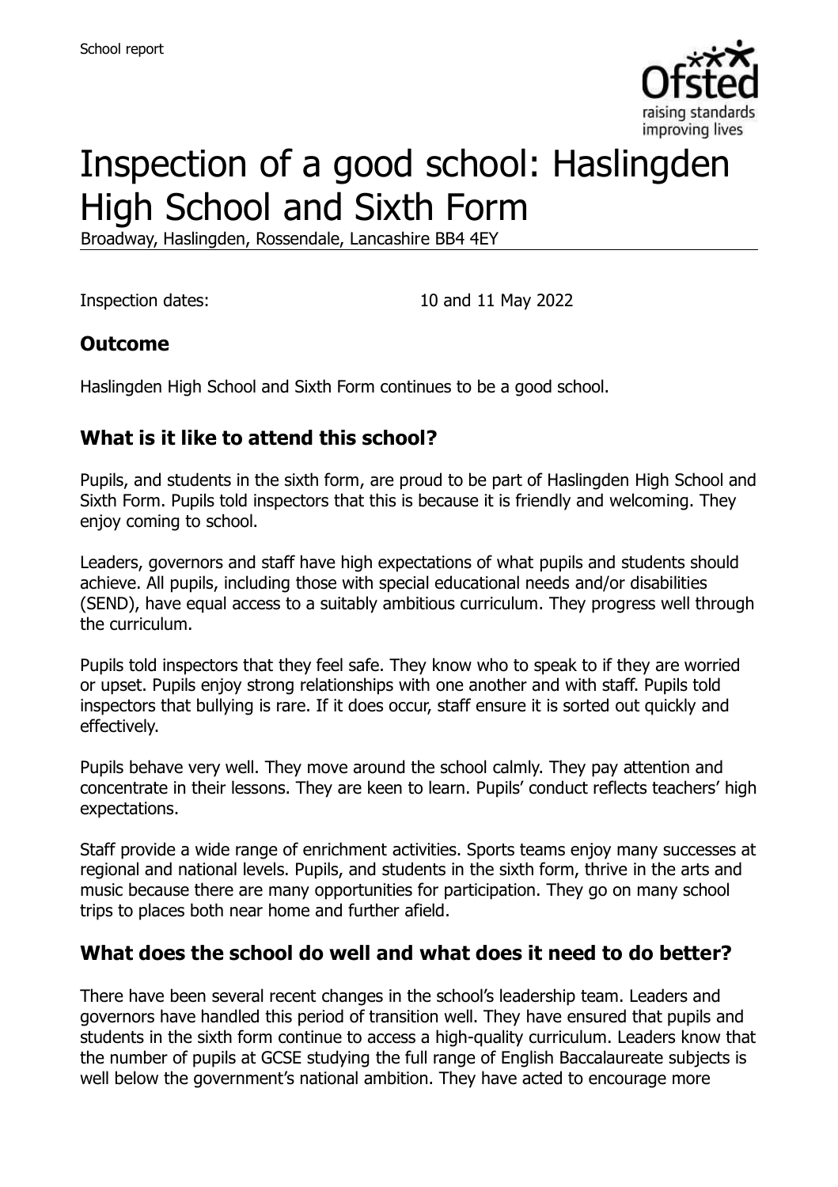School report

# Inspection of a good school: Haslingden High School and Sixth Form

Broadway, Haslingden, Rossendale, Lancashire BB4 4EY

Inspection dates: 10 and 11 May 2022

## Outcome

Haslingden High School and Sixth Form continues to be a good school.

## What is it like to attend this school?

Pupils, and students in the sixth form, are proud to be part of Haslingden High School and Sixth Form. Pupils told inspectors that this is because it is friendly and welcoming. They enjoy coming to school.

Leaders, governors and staff have high expectations of what pupils and students should achieve. All pupils, including those with special educational needs and/or disabilities (SEND), have equal access to a suitably ambitious curriculum. They progress well through the curriculum.

Pupils told inspectors that they feel safe. They know who to speak to if they are worried or upset. Pupils enjoy strong relationships with one another and with staff. Pupils told inspectors that bullying is rare. If it does occur, staff ensure it is sorted out quickly and effectively.

Pupils behave very well. They move around the school calmly. They pay attention and concentrate in their lessons. They are keen to learn. Pupils' conduct reflects teachers' high expectations.

Staff provide a wide range of enrichment activities. Sports teams enjoy many successes at regional and national levels. Pupils, and students in the sixth form, thrive in the arts and music because there are many opportunities for participation. They go on many school trips to places both near home and further afield.

## What does the school do well and what does it need to do better?

There have been several recent changes in the school's leadership team. Leaders and governors have handled this period of transition well. They have ensured that pupils and students in the sixth form continue to access a high-quality curriculum. Leaders know that the number of pupils at GCSE studying the full range of English Baccalaureate subjects is well below the government's national ambition. They have acted to encourage more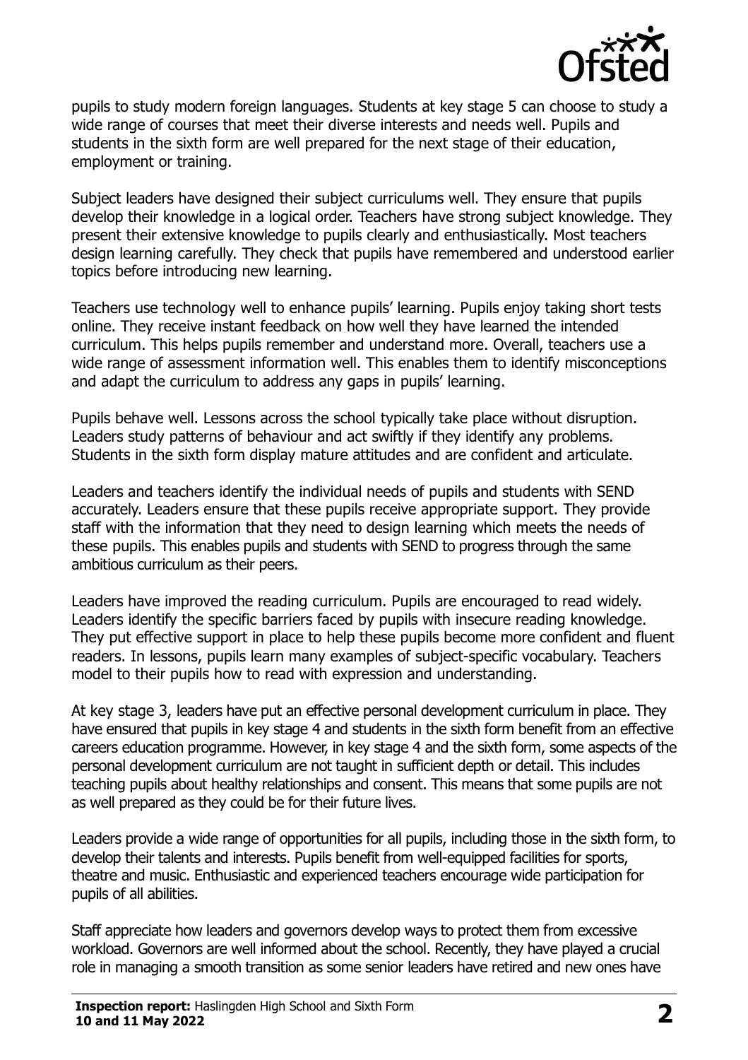pupils to study modern foreign languages. Students at key stage 5 can choose to study a wide range of courses that meet their diverse interests and needs well. Pupils and students in the sixth form are well prepared for the next stage of their education, employment or training.

Subject leaders have designed their subject curriculums well. They ensure that pupils develop their knowledge in a logical order. Teachers have strong subject knowledge. They present their extensive knowledge to pupils clearly and enthusiastically. Most teachers design learning carefully. They check that pupils have remembered and understood earlier topics before introducing new learning.

Teachers use technology well to enhance pupils' learning. Pupils enjoy taking short tests online. They receive instant feedback on how well they have learned the intended curriculum. This helps pupils remember and understand more. Overall, teachers use a wide range of assessment information well. This enables them to identify misconceptions and adapt the curriculum to address any gaps in pupils' learning.

Pupils behave well. Lessons across the school typically take place without disruption. Leaders study patterns of behaviour and act swiftly if they identify any problems. Students in the sixth form display mature attitudes and are confident and articulate.

Leaders and teachers identify the individual needs of pupils and students with SEND accurately. Leaders ensure that these pupils receive appropriate support. They provide staff with the information that they need to design learning which meets the needs of these pupils. This enables pupils and students with SEND to progress through the same ambitious curriculum as their peers.

Leaders have improved the reading curriculum. Pupils are encouraged to read widely. Leaders identify the specific barriers faced by pupils with insecure reading knowledge. They put effective support in place to help these pupils become more confident and fluent readers. In lessons, pupils learn many examples of subject-specific vocabulary. Teachers model to their pupils how to read with expression and understanding.

At key stage 3, leaders have put an effective personal development curriculum in place. They have ensured that pupils in key stage 4 and students in the sixth form benefit from an effective careers education programme. However, in key stage 4 and the sixth form, some aspects of the personal development curriculum are not taught in sufficient depth or detail. This includes teaching pupils about healthy relationships and consent. This means that some pupils are not as well prepared as they could be for their future lives.

Leaders provide a wide range of opportunities for all pupils, including those in the sixth form, to develop their talents and interests. Pupils benefit from well-equipped facilities for sports, theatre and music. Enthusiastic and experienced teachers encourage wide participation for pupils of all abilities.

Staff appreciate how leaders and governors develop ways to protect them from excessive workload. Governors are well informed about the school. Recently, they have played a crucial role in managing a smooth transition as some senior leaders have retired and new ones have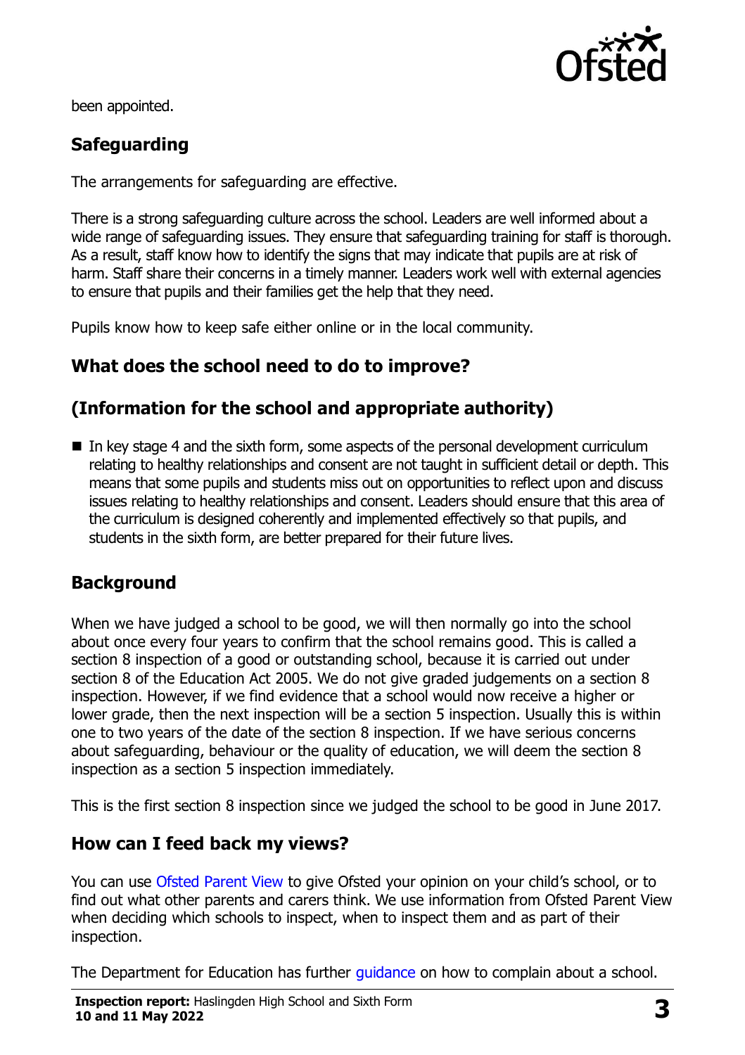been appointed.

## Safeguarding

The arrangements for safeguarding are effective.

There is a strong safeguarding culture across the school. Leaders are well informed about a wide range of safeguarding issues. They ensure that safeguarding training for staff is thorough. As a result, staff know how to identify the signs that may indicate that pupils are at risk of harm. Staff share their concerns in a timely manner. Leaders work well with external agencies to ensure that pupils and their families get the help that they need.

Pupils know how to keep safe either online or in the local community.

## What does the school need to do to improve?

## (Information for the school and appropriate authority)

- In key stage 4 and the sixth form, some aspects of the personal development curriculum relating to healthy relationships and consent are not taught in sufficient detail or depth. This means that some pupils and students miss out on opportunities to reflect upon and discuss issues relating to healthy relationships and consent. Leaders should ensure that this area of the curriculum is designed coherently and implemented effectively so that pupils, and students in the sixth form, are better prepared for their future lives.

## Background

When we have judged a school to be good, we will then normally go into the school about once every four years to confirm that the school remains good. This is called a section 8 inspection of a good or outstanding school, because it is carried out under section 8 of the Education Act 2005. We do not give graded judgements on a section 8 inspection. However, if we find evidence that a school would now receive a higher or lower grade, then the next inspection will be a section 5 inspection. Usually this is within one to two years of the date of the section 8 inspection. If we have serious concerns about safeguarding, behaviour or the quality of education, we will deem the section 8 inspection as a section 5 inspection immediately.

This is the first section 8 inspection since we judged the school to be good in June 2017.

## How can I feed back my views?

You can use Ofsted Parent View to give Ofsted your opinion on your child's school, or to find out what other parents and carers think. We use information from Ofsted Parent View when deciding which schools to inspect, when to inspect them and as part of their inspection.

The Department for Education has further guidance on how to complain about a school.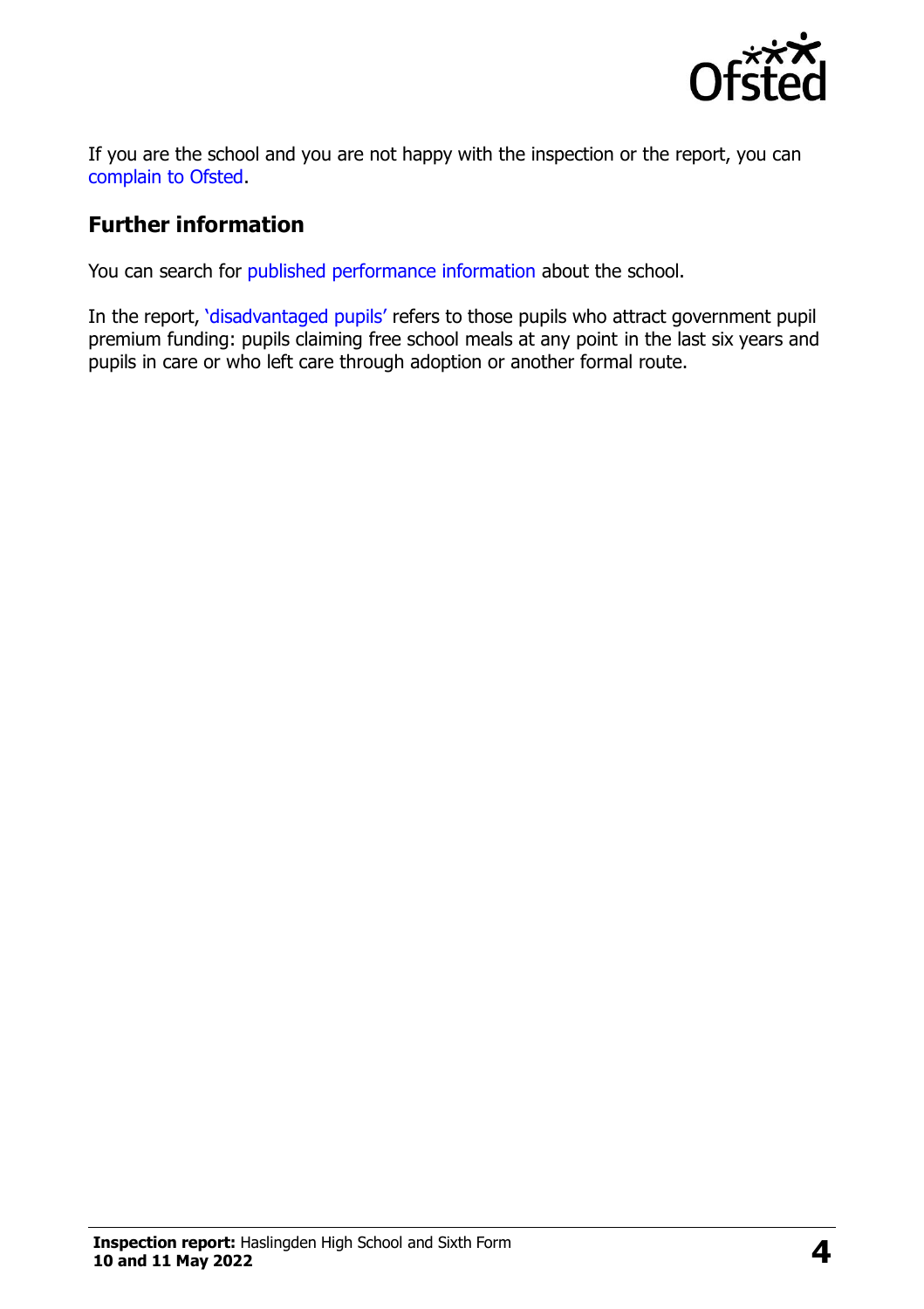If you are the school and you are not happy with the inspection or the report, you can complain to Ofsted.

## Further information

You can search for published performance information about the school.

In the report, 'disadvantaged pupils' refers to those pupils who attract government pupil premium funding: pupils claiming free school meals at any point in the last six years and pupils in care or who left care through adoption or another formal route.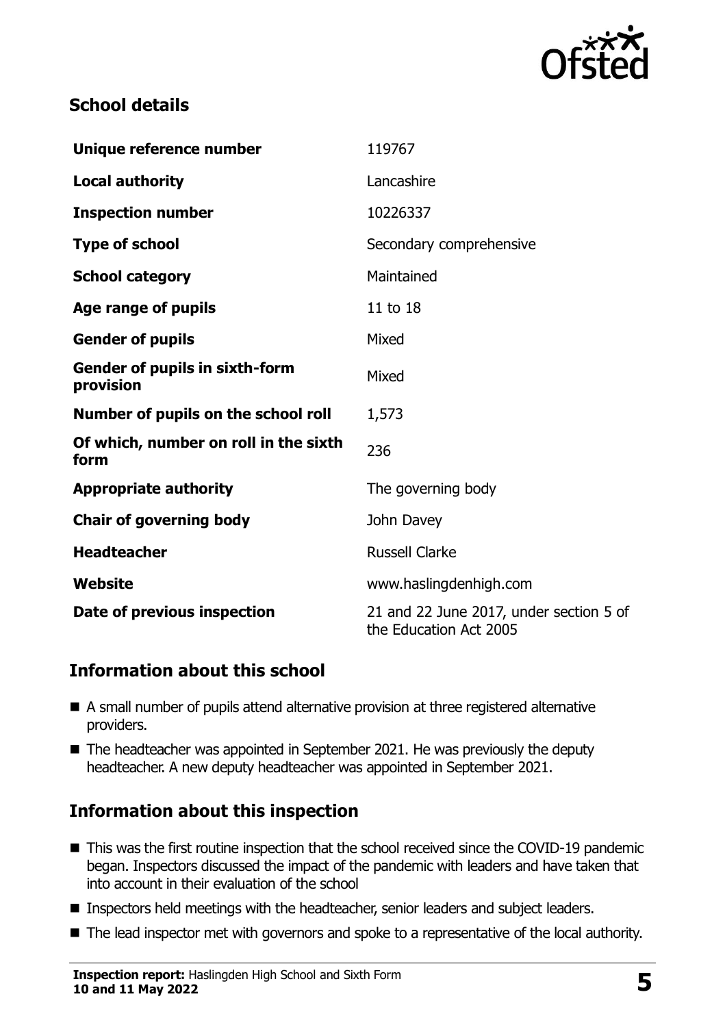## School details

| | |
|---|---|
| **Unique reference number** | 119767 |
| **Local authority** | Lancashire |
| **Inspection number** | 10226337 |
| **Type of school** | Secondary comprehensive |
| **School category** | Maintained |
| **Age range of pupils** | 11 to 18 |
| **Gender of pupils** | Mixed |
| **Gender of pupils in sixth-form provision** | Mixed |
| **Number of pupils on the school roll** | 1,573 |
| **Of which, number on roll in the sixth form** | 236 |
| **Appropriate authority** | The governing body |
| **Chair of governing body** | John Davey |
| **Headteacher** | Russell Clarke |
| **Website** | www.haslingdenhigh.com |
| **Date of previous inspection** | 21 and 22 June 2017, under section 5 of the Education Act 2005 |

## Information about this school

- A small number of pupils attend alternative provision at three registered alternative providers.
- The headteacher was appointed in September 2021. He was previously the deputy headteacher. A new deputy headteacher was appointed in September 2021.

## Information about this inspection

- This was the first routine inspection that the school received since the COVID-19 pandemic began. Inspectors discussed the impact of the pandemic with leaders and have taken that into account in their evaluation of the school
- Inspectors held meetings with the headteacher, senior leaders and subject leaders.
- The lead inspector met with governors and spoke to a representative of the local authority.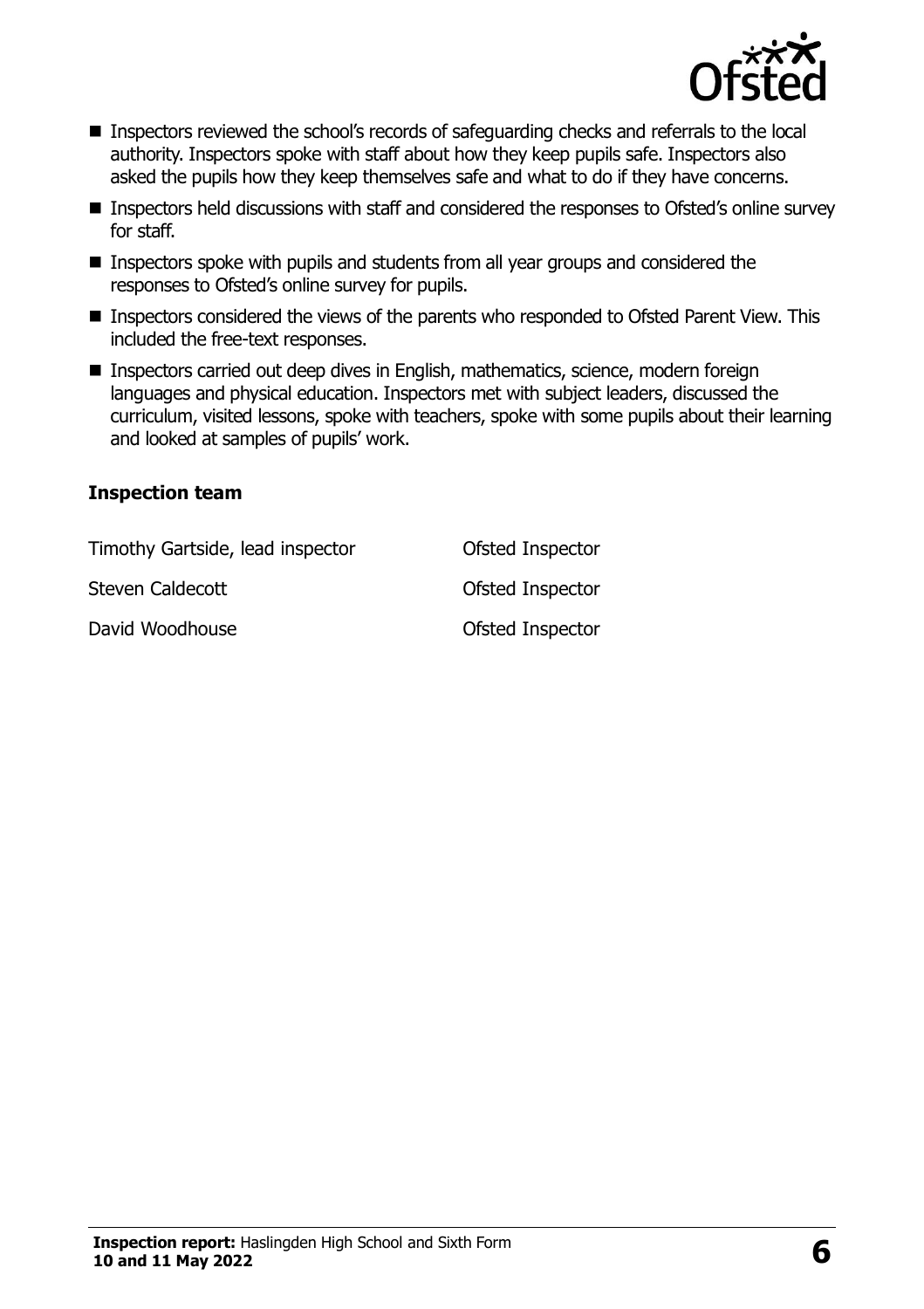- Inspectors reviewed the school's records of safeguarding checks and referrals to the local authority. Inspectors spoke with staff about how they keep pupils safe. Inspectors also asked the pupils how they keep themselves safe and what to do if they have concerns.
- Inspectors held discussions with staff and considered the responses to Ofsted's online survey for staff.
- Inspectors spoke with pupils and students from all year groups and considered the responses to Ofsted's online survey for pupils.
- Inspectors considered the views of the parents who responded to Ofsted Parent View. This included the free-text responses.
- Inspectors carried out deep dives in English, mathematics, science, modern foreign languages and physical education. Inspectors met with subject leaders, discussed the curriculum, visited lessons, spoke with teachers, spoke with some pupils about their learning and looked at samples of pupils' work.

### Inspection team

| | |
|---|---|
| Timothy Gartside, lead inspector | Ofsted Inspector |
| Steven Caldecott | Ofsted Inspector |
| David Woodhouse | Ofsted Inspector |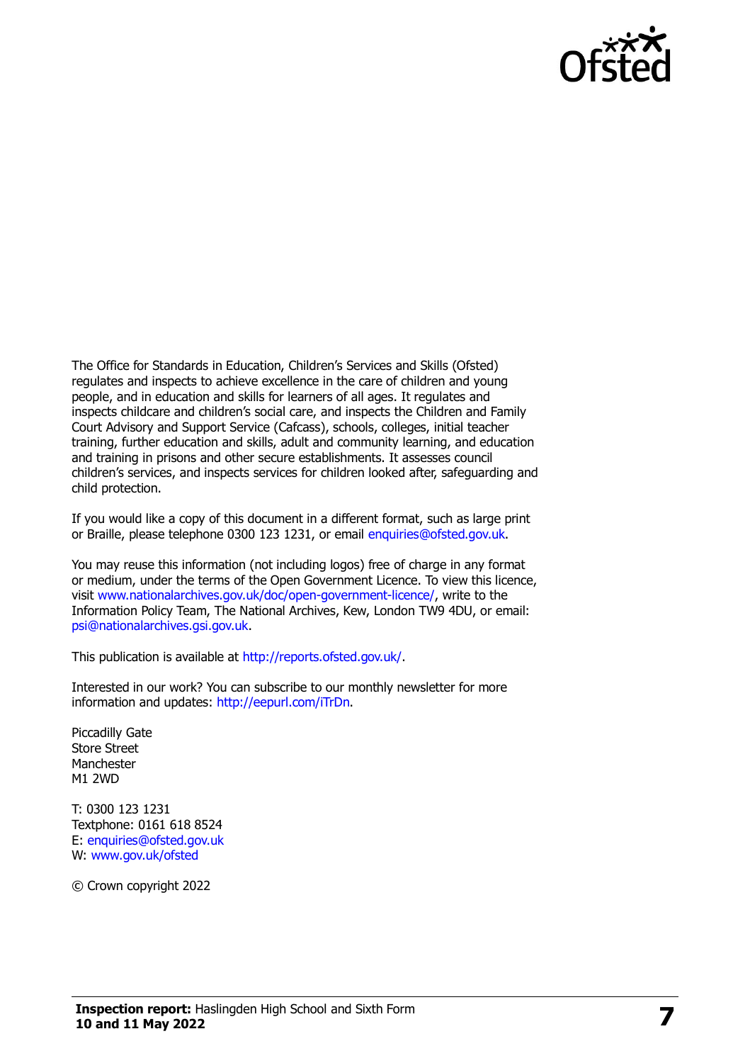The Office for Standards in Education, Children's Services and Skills (Ofsted) regulates and inspects to achieve excellence in the care of children and young people, and in education and skills for learners of all ages. It regulates and inspects childcare and children's social care, and inspects the Children and Family Court Advisory and Support Service (Cafcass), schools, colleges, initial teacher training, further education and skills, adult and community learning, and education and training in prisons and other secure establishments. It assesses council children's services, and inspects services for children looked after, safeguarding and child protection.

If you would like a copy of this document in a different format, such as large print or Braille, please telephone 0300 123 1231, or email enquiries@ofsted.gov.uk.

You may reuse this information (not including logos) free of charge in any format or medium, under the terms of the Open Government Licence. To view this licence, visit www.nationalarchives.gov.uk/doc/open-government-licence/, write to the Information Policy Team, The National Archives, Kew, London TW9 4DU, or email: psi@nationalarchives.gsi.gov.uk.

This publication is available at http://reports.ofsted.gov.uk/.

Interested in our work? You can subscribe to our monthly newsletter for more information and updates: http://eepurl.com/iTrDn.

Piccadilly Gate
Store Street
Manchester
M1 2WD

T: 0300 123 1231
Textphone: 0161 618 8524
E: enquiries@ofsted.gov.uk
W: www.gov.uk/ofsted

© Crown copyright 2022